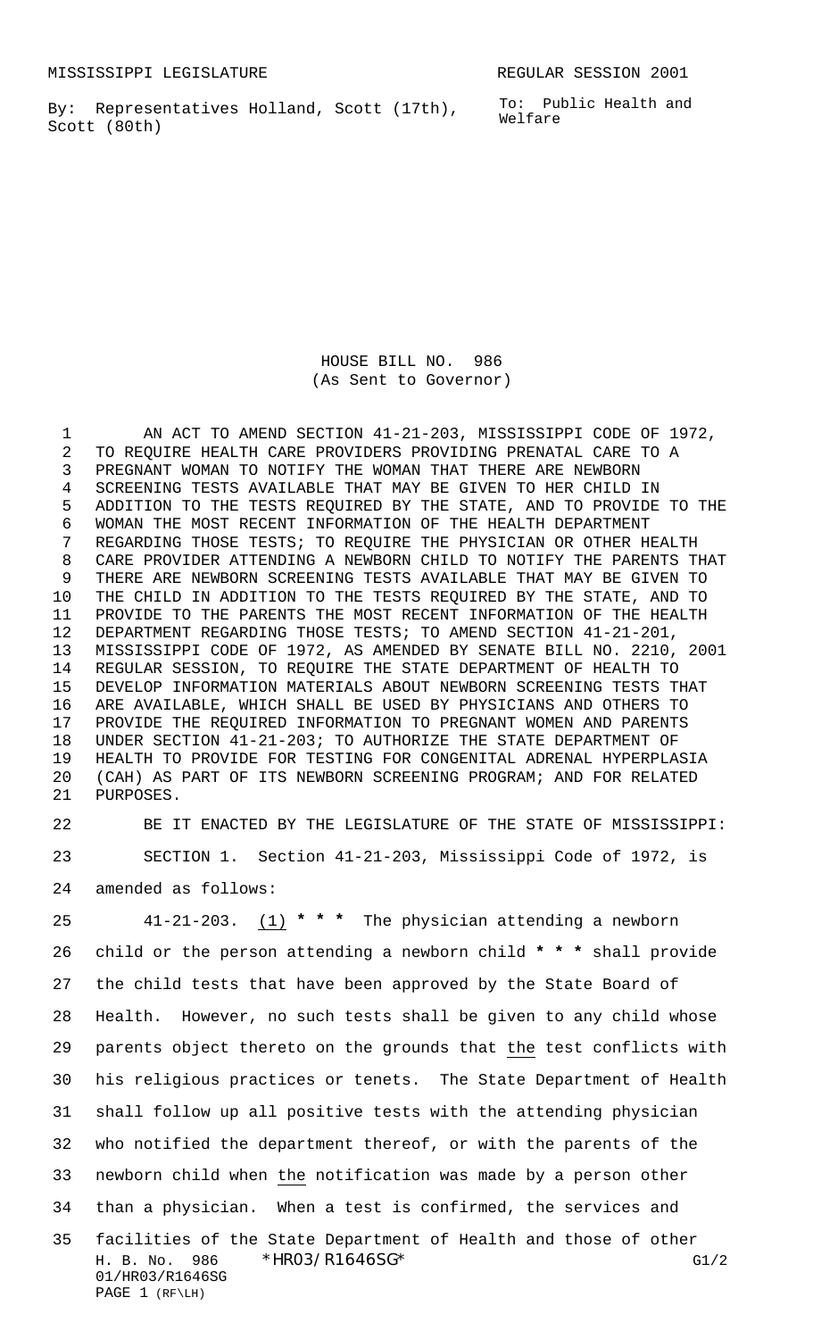MISSISSIPPI LEGISLATURE REGULAR SESSION 2001

By: Representatives Holland, Scott (17th), Scott (80th)

To: Public Health and Welfare

HOUSE BILL NO. 986
(As Sent to Governor)

AN ACT TO AMEND SECTION 41-21-203, MISSISSIPPI CODE OF 1972, TO REQUIRE HEALTH CARE PROVIDERS PROVIDING PRENATAL CARE TO A PREGNANT WOMAN TO NOTIFY THE WOMAN THAT THERE ARE NEWBORN SCREENING TESTS AVAILABLE THAT MAY BE GIVEN TO HER CHILD IN ADDITION TO THE TESTS REQUIRED BY THE STATE, AND TO PROVIDE TO THE WOMAN THE MOST RECENT INFORMATION OF THE HEALTH DEPARTMENT REGARDING THOSE TESTS; TO REQUIRE THE PHYSICIAN OR OTHER HEALTH CARE PROVIDER ATTENDING A NEWBORN CHILD TO NOTIFY THE PARENTS THAT THERE ARE NEWBORN SCREENING TESTS AVAILABLE THAT MAY BE GIVEN TO THE CHILD IN ADDITION TO THE TESTS REQUIRED BY THE STATE, AND TO PROVIDE TO THE PARENTS THE MOST RECENT INFORMATION OF THE HEALTH DEPARTMENT REGARDING THOSE TESTS; TO AMEND SECTION 41-21-201, MISSISSIPPI CODE OF 1972, AS AMENDED BY SENATE BILL NO. 2210, 2001 REGULAR SESSION, TO REQUIRE THE STATE DEPARTMENT OF HEALTH TO DEVELOP INFORMATION MATERIALS ABOUT NEWBORN SCREENING TESTS THAT ARE AVAILABLE, WHICH SHALL BE USED BY PHYSICIANS AND OTHERS TO PROVIDE THE REQUIRED INFORMATION TO PREGNANT WOMEN AND PARENTS UNDER SECTION 41-21-203; TO AUTHORIZE THE STATE DEPARTMENT OF HEALTH TO PROVIDE FOR TESTING FOR CONGENITAL ADRENAL HYPERPLASIA (CAH) AS PART OF ITS NEWBORN SCREENING PROGRAM; AND FOR RELATED PURPOSES.

BE IT ENACTED BY THE LEGISLATURE OF THE STATE OF MISSISSIPPI:

SECTION 1. Section 41-21-203, Mississippi Code of 1972, is amended as follows:

41-21-203. (1) * * * The physician attending a newborn child or the person attending a newborn child * * * shall provide the child tests that have been approved by the State Board of Health. However, no such tests shall be given to any child whose parents object thereto on the grounds that the test conflicts with his religious practices or tenets. The State Department of Health shall follow up all positive tests with the attending physician who notified the department thereof, or with the parents of the newborn child when the notification was made by a person other than a physician. When a test is confirmed, the services and facilities of the State Department of Health and those of other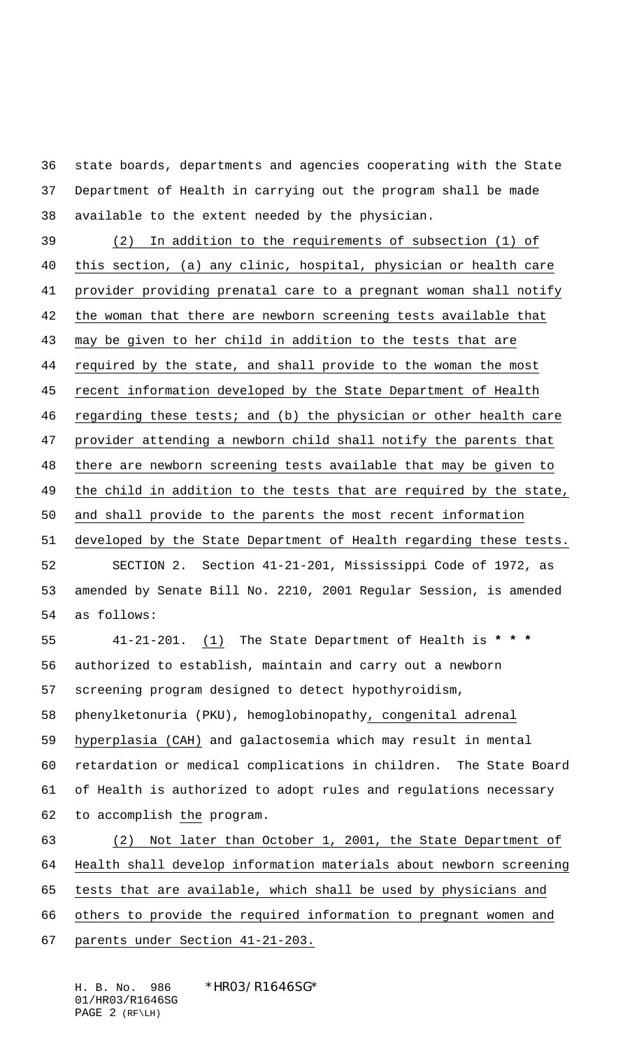state boards, departments and agencies cooperating with the State Department of Health in carrying out the program shall be made available to the extent needed by the physician.

(2) In addition to the requirements of subsection (1) of this section, (a) any clinic, hospital, physician or health care provider providing prenatal care to a pregnant woman shall notify the woman that there are newborn screening tests available that may be given to her child in addition to the tests that are required by the state, and shall provide to the woman the most recent information developed by the State Department of Health regarding these tests; and (b) the physician or other health care provider attending a newborn child shall notify the parents that there are newborn screening tests available that may be given to the child in addition to the tests that are required by the state, and shall provide to the parents the most recent information developed by the State Department of Health regarding these tests.

SECTION 2. Section 41-21-201, Mississippi Code of 1972, as amended by Senate Bill No. 2210, 2001 Regular Session, is amended as follows:

41-21-201. (1) The State Department of Health is * * * authorized to establish, maintain and carry out a newborn screening program designed to detect hypothyroidism, phenylketonuria (PKU), hemoglobinopathy, congenital adrenal hyperplasia (CAH) and galactosemia which may result in mental retardation or medical complications in children. The State Board of Health is authorized to adopt rules and regulations necessary to accomplish the program.

(2) Not later than October 1, 2001, the State Department of Health shall develop information materials about newborn screening tests that are available, which shall be used by physicians and others to provide the required information to pregnant women and parents under Section 41-21-203.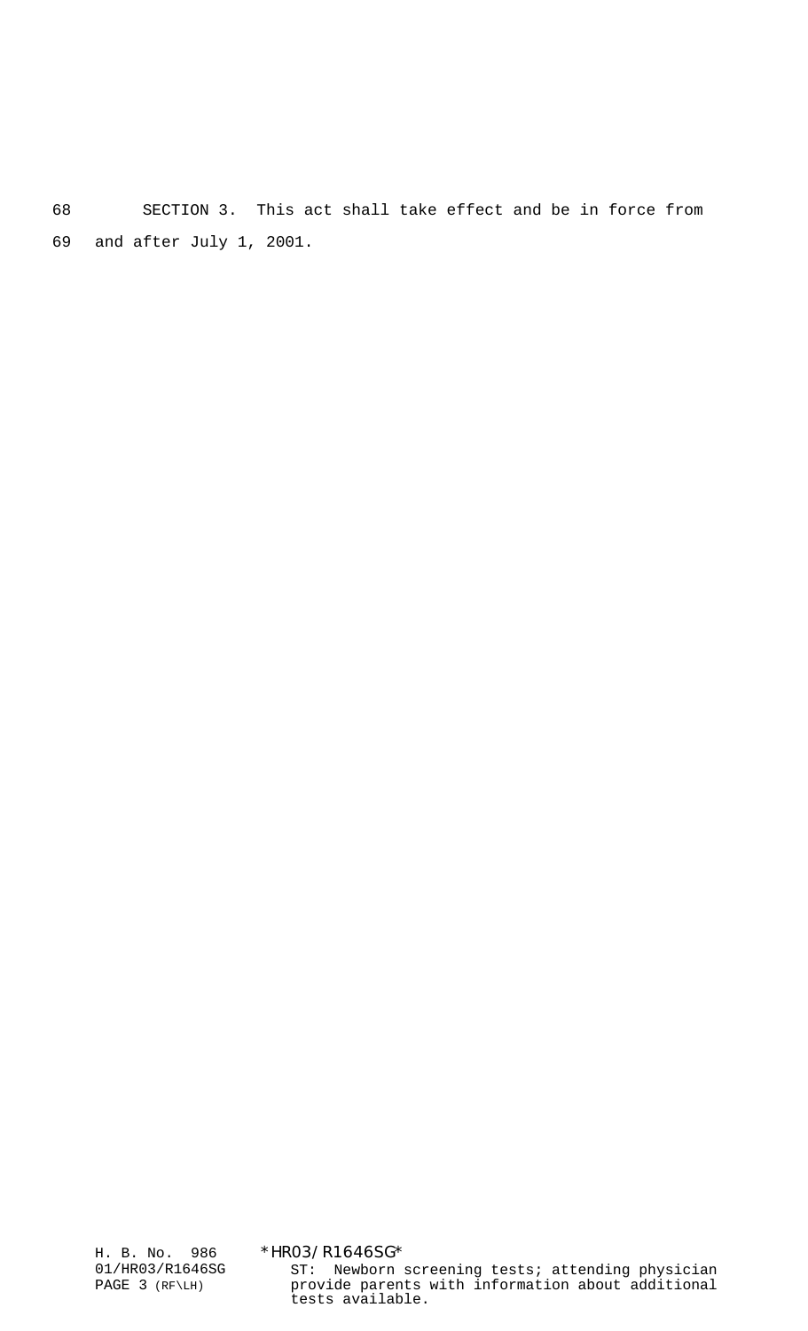68 SECTION 3. This act shall take effect and be in force from

69 and after July 1, 2001.

ST: Newborn screening tests; attending physician provide parents with information about additional tests available.